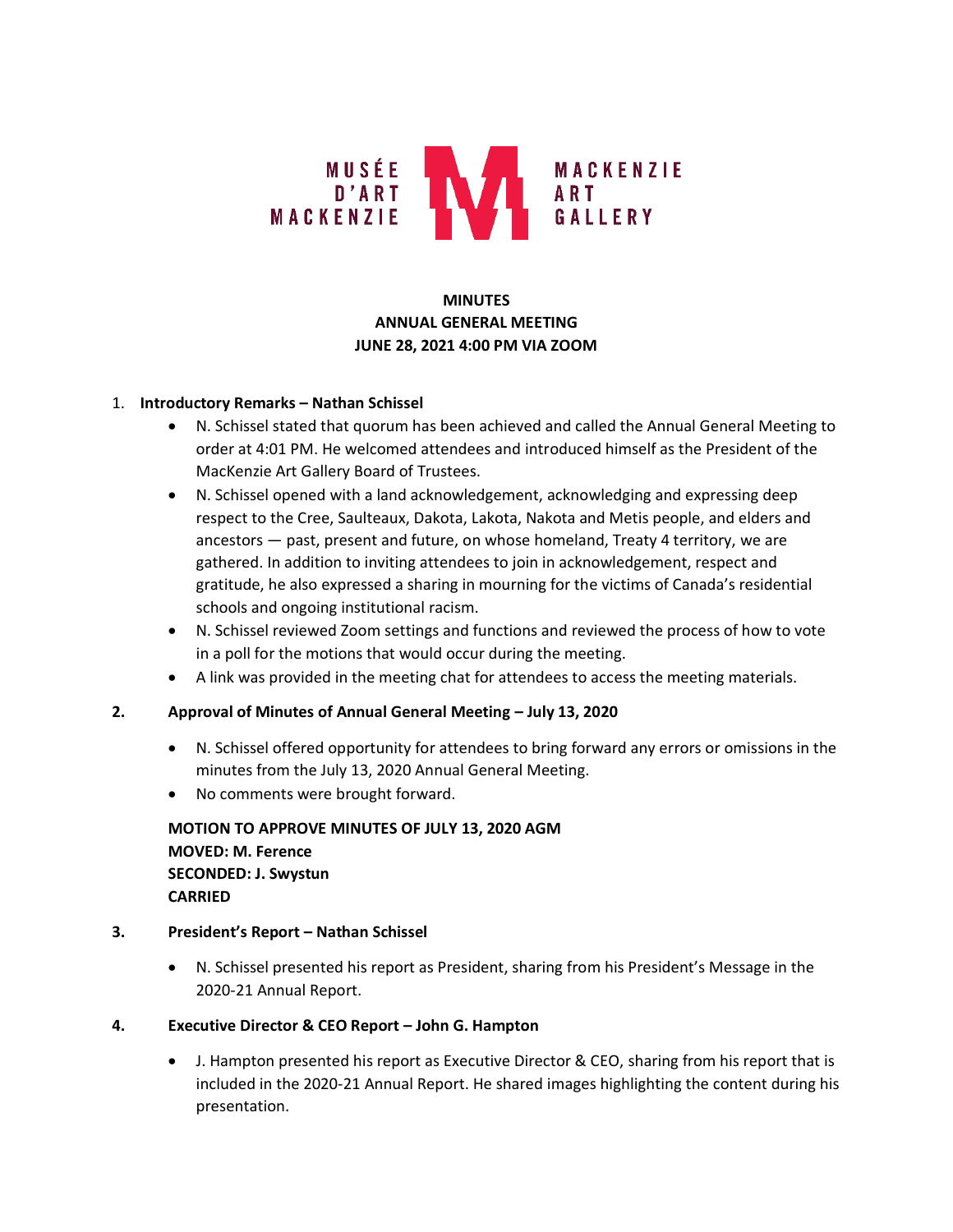MUSÉE D'ART MACKENZIE | MACKENZIE ART GALLERY

# MINUTES
# ANNUAL GENERAL MEETING
# JUNE 28, 2021 4:00 PM VIA ZOOM

1. **Introductory Remarks – Nathan Schissel**
   - N. Schissel stated that quorum has been achieved and called the Annual General Meeting to order at 4:01 PM. He welcomed attendees and introduced himself as the President of the MacKenzie Art Gallery Board of Trustees.
   - N. Schissel opened with a land acknowledgement, acknowledging and expressing deep respect to the Cree, Saulteaux, Dakota, Lakota, Nakota and Metis people, and elders and ancestors — past, present and future, on whose homeland, Treaty 4 territory, we are gathered. In addition to inviting attendees to join in acknowledgement, respect and gratitude, he also expressed a sharing in mourning for the victims of Canada's residential schools and ongoing institutional racism.
   - N. Schissel reviewed Zoom settings and functions and reviewed the process of how to vote in a poll for the motions that would occur during the meeting.
   - A link was provided in the meeting chat for attendees to access the meeting materials.

2. **Approval of Minutes of Annual General Meeting – July 13, 2020**
   - N. Schissel offered opportunity for attendees to bring forward any errors or omissions in the minutes from the July 13, 2020 Annual General Meeting.
   - No comments were brought forward.

   **MOTION TO APPROVE MINUTES OF JULY 13, 2020 AGM**
   **MOVED: M. Ference**
   **SECONDED: J. Swystun**
   **CARRIED**

3. **President's Report – Nathan Schissel**
   - N. Schissel presented his report as President, sharing from his President's Message in the 2020-21 Annual Report.

4. **Executive Director & CEO Report – John G. Hampton**
   - J. Hampton presented his report as Executive Director & CEO, sharing from his report that is included in the 2020-21 Annual Report. He shared images highlighting the content during his presentation.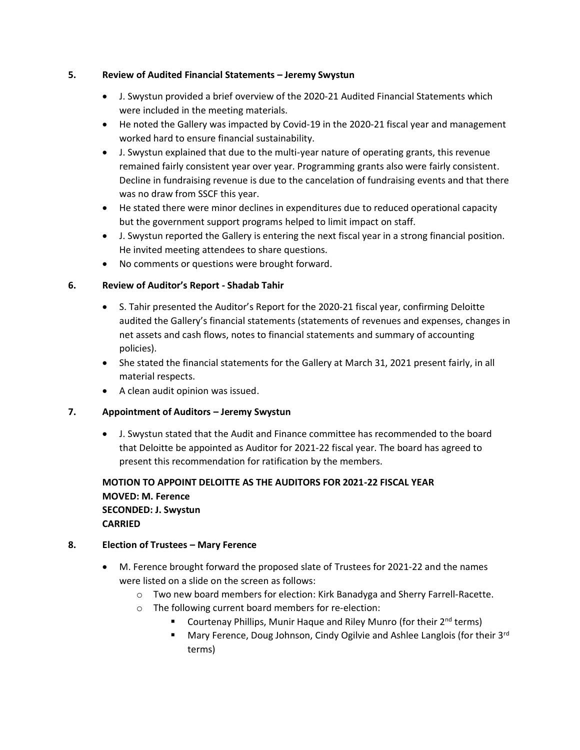### 5. Review of Audited Financial Statements – Jeremy Swystun

- J. Swystun provided a brief overview of the 2020-21 Audited Financial Statements which were included in the meeting materials.
- He noted the Gallery was impacted by Covid-19 in the 2020-21 fiscal year and management worked hard to ensure financial sustainability.
- J. Swystun explained that due to the multi-year nature of operating grants, this revenue remained fairly consistent year over year. Programming grants also were fairly consistent. Decline in fundraising revenue is due to the cancelation of fundraising events and that there was no draw from SSCF this year.
- He stated there were minor declines in expenditures due to reduced operational capacity but the government support programs helped to limit impact on staff.
- J. Swystun reported the Gallery is entering the next fiscal year in a strong financial position. He invited meeting attendees to share questions.
- No comments or questions were brought forward.

### 6. Review of Auditor's Report - Shadab Tahir

- S. Tahir presented the Auditor's Report for the 2020-21 fiscal year, confirming Deloitte audited the Gallery's financial statements (statements of revenues and expenses, changes in net assets and cash flows, notes to financial statements and summary of accounting policies).
- She stated the financial statements for the Gallery at March 31, 2021 present fairly, in all material respects.
- A clean audit opinion was issued.

### 7. Appointment of Auditors – Jeremy Swystun

- J. Swystun stated that the Audit and Finance committee has recommended to the board that Deloitte be appointed as Auditor for 2021-22 fiscal year. The board has agreed to present this recommendation for ratification by the members.

**MOTION TO APPOINT DELOITTE AS THE AUDITORS FOR 2021-22 FISCAL YEAR**
**MOVED: M. Ference**
**SECONDED: J. Swystun**
**CARRIED**

### 8. Election of Trustees – Mary Ference

- M. Ference brought forward the proposed slate of Trustees for 2021-22 and the names were listed on a slide on the screen as follows:
  - Two new board members for election: Kirk Banadyga and Sherry Farrell-Racette.
  - The following current board members for re-election:
    - Courtenay Phillips, Munir Haque and Riley Munro (for their 2nd terms)
    - Mary Ference, Doug Johnson, Cindy Ogilvie and Ashlee Langlois (for their 3rd terms)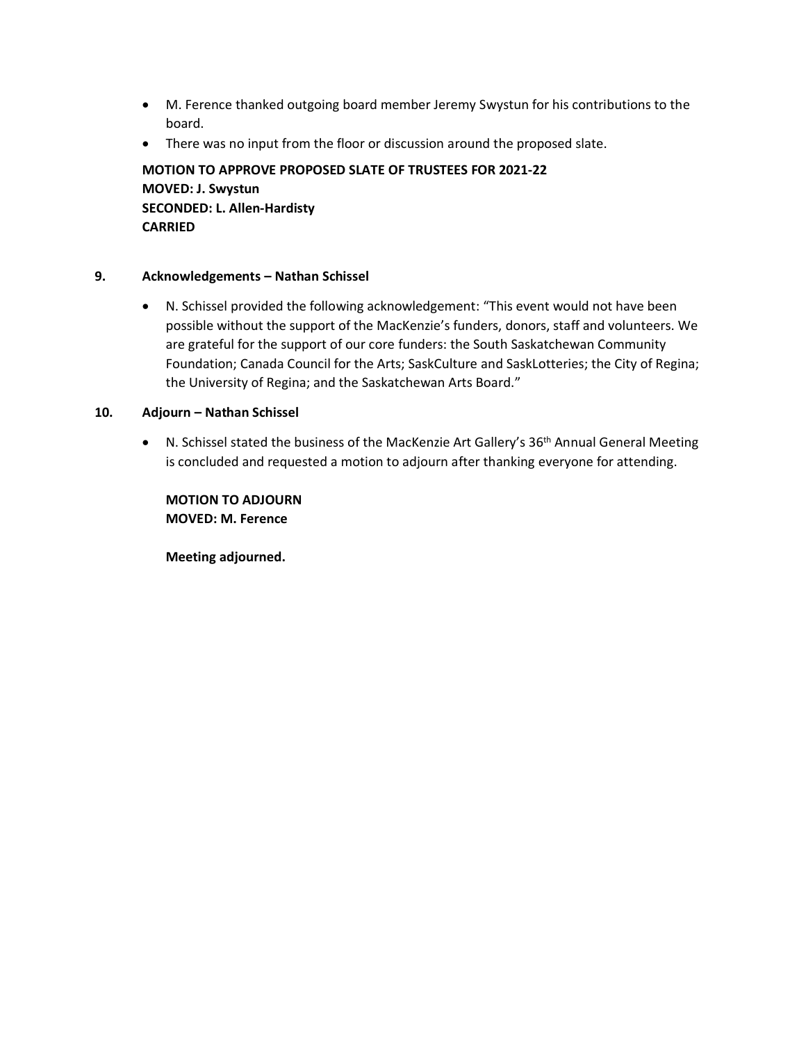- M. Ference thanked outgoing board member Jeremy Swystun for his contributions to the board.
- There was no input from the floor or discussion around the proposed slate.

**MOTION TO APPROVE PROPOSED SLATE OF TRUSTEES FOR 2021-22**
**MOVED: J. Swystun**
**SECONDED: L. Allen-Hardisty**
**CARRIED**

**9. Acknowledgements – Nathan Schissel**

- N. Schissel provided the following acknowledgement: "This event would not have been possible without the support of the MacKenzie's funders, donors, staff and volunteers. We are grateful for the support of our core funders: the South Saskatchewan Community Foundation; Canada Council for the Arts; SaskCulture and SaskLotteries; the City of Regina; the University of Regina; and the Saskatchewan Arts Board."

**10. Adjourn – Nathan Schissel**

- N. Schissel stated the business of the MacKenzie Art Gallery's 36th Annual General Meeting is concluded and requested a motion to adjourn after thanking everyone for attending.

**MOTION TO ADJOURN**
**MOVED: M. Ference**

**Meeting adjourned.**